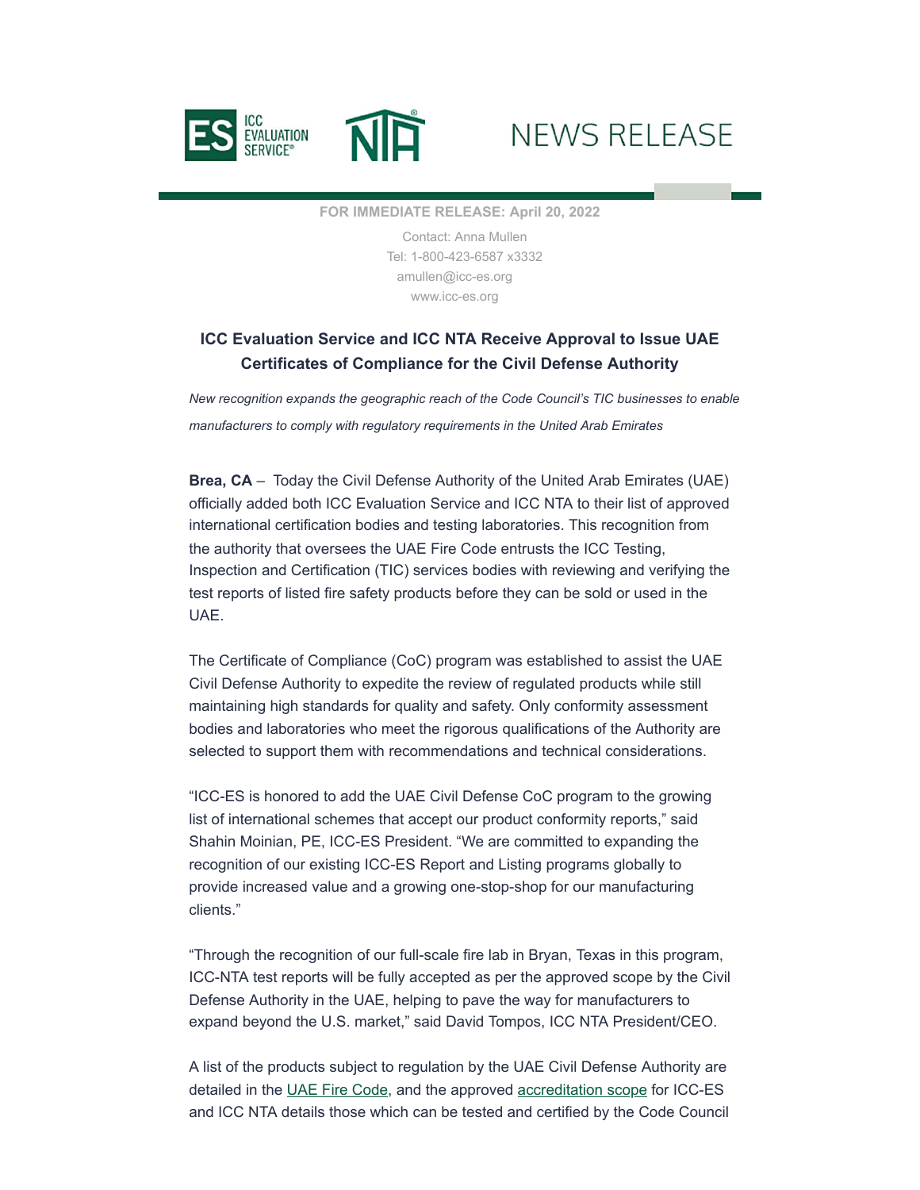ICC EVALUATION SERVICE® NTA®

# NEWS RELEASE

**FOR IMMEDIATE RELEASE: April 20, 2022**

Contact: Anna Mullen
Tel: 1-800-423-6587 x3332
amullen@icc-es.org
www.icc-es.org

## ICC Evaluation Service and ICC NTA Receive Approval to Issue UAE Certificates of Compliance for the Civil Defense Authority

*New recognition expands the geographic reach of the Code Council's TIC businesses to enable manufacturers to comply with regulatory requirements in the United Arab Emirates*

**Brea, CA** – Today the Civil Defense Authority of the United Arab Emirates (UAE) officially added both ICC Evaluation Service and ICC NTA to their list of approved international certification bodies and testing laboratories. This recognition from the authority that oversees the UAE Fire Code entrusts the ICC Testing, Inspection and Certification (TIC) services bodies with reviewing and verifying the test reports of listed fire safety products before they can be sold or used in the UAE.

The Certificate of Compliance (CoC) program was established to assist the UAE Civil Defense Authority to expedite the review of regulated products while still maintaining high standards for quality and safety. Only conformity assessment bodies and laboratories who meet the rigorous qualifications of the Authority are selected to support them with recommendations and technical considerations.

"ICC-ES is honored to add the UAE Civil Defense CoC program to the growing list of international schemes that accept our product conformity reports," said Shahin Moinian, PE, ICC-ES President. "We are committed to expanding the recognition of our existing ICC-ES Report and Listing programs globally to provide increased value and a growing one-stop-shop for our manufacturing clients."

"Through the recognition of our full-scale fire lab in Bryan, Texas in this program, ICC-NTA test reports will be fully accepted as per the approved scope by the Civil Defense Authority in the UAE, helping to pave the way for manufacturers to expand beyond the U.S. market," said David Tompos, ICC NTA President/CEO.

A list of the products subject to regulation by the UAE Civil Defense Authority are detailed in the UAE Fire Code, and the approved accreditation scope for ICC-ES and ICC NTA details those which can be tested and certified by the Code Council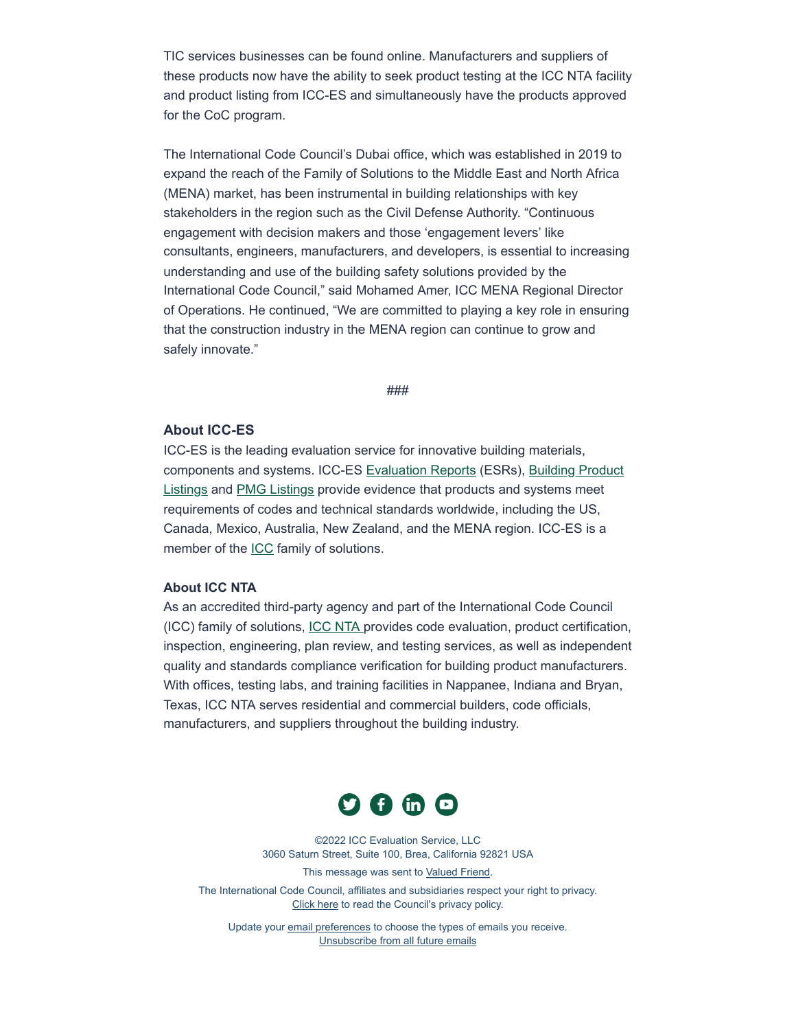TIC services businesses can be found online. Manufacturers and suppliers of these products now have the ability to seek product testing at the ICC NTA facility and product listing from ICC-ES and simultaneously have the products approved for the CoC program.

The International Code Council's Dubai office, which was established in 2019 to expand the reach of the Family of Solutions to the Middle East and North Africa (MENA) market, has been instrumental in building relationships with key stakeholders in the region such as the Civil Defense Authority. "Continuous engagement with decision makers and those 'engagement levers' like consultants, engineers, manufacturers, and developers, is essential to increasing understanding and use of the building safety solutions provided by the International Code Council," said Mohamed Amer, ICC MENA Regional Director of Operations. He continued, "We are committed to playing a key role in ensuring that the construction industry in the MENA region can continue to grow and safely innovate."

###

**About ICC-ES**

ICC-ES is the leading evaluation service for innovative building materials, components and systems. ICC-ES Evaluation Reports (ESRs), Building Product Listings and PMG Listings provide evidence that products and systems meet requirements of codes and technical standards worldwide, including the US, Canada, Mexico, Australia, New Zealand, and the MENA region. ICC-ES is a member of the ICC family of solutions.

**About ICC NTA**

As an accredited third-party agency and part of the International Code Council (ICC) family of solutions, ICC NTA provides code evaluation, product certification, inspection, engineering, plan review, and testing services, as well as independent quality and standards compliance verification for building product manufacturers. With offices, testing labs, and training facilities in Nappanee, Indiana and Bryan, Texas, ICC NTA serves residential and commercial builders, code officials, manufacturers, and suppliers throughout the building industry.

©2022 ICC Evaluation Service, LLC
3060 Saturn Street, Suite 100, Brea, California 92821 USA

This message was sent to Valued Friend.

The International Code Council, affiliates and subsidiaries respect your right to privacy.
Click here to read the Council's privacy policy.

Update your email preferences to choose the types of emails you receive.
Unsubscribe from all future emails